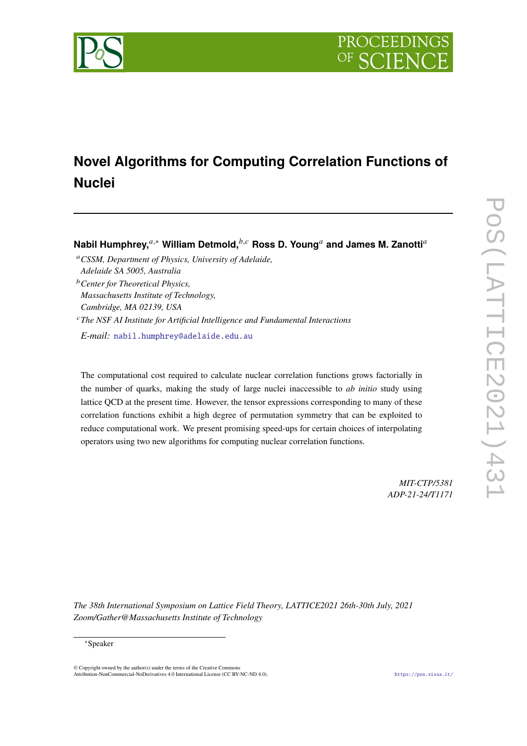# Novel Algorithms for Computing Correlation Functions of Nuclei

**Nabil Humphrey,**[a,*] **William Detmold,**[b,c] **Ross D. Young**[a] **and James M. Zanotti**[a]

[a] *CSSM, Department of Physics, University of Adelaide, Adelaide SA 5005, Australia*

[b] *Center for Theoretical Physics, Massachusetts Institute of Technology, Cambridge, MA 02139, USA*

[c] *The NSF AI Institute for Artificial Intelligence and Fundamental Interactions*

*E-mail:* nabil.humphrey@adelaide.edu.au

The computational cost required to calculate nuclear correlation functions grows factorially in the number of quarks, making the study of large nuclei inaccessible to *ab initio* study using lattice QCD at the present time. However, the tensor expressions corresponding to many of these correlation functions exhibit a high degree of permutation symmetry that can be exploited to reduce computational work. We present promising speed-ups for certain choices of interpolating operators using two new algorithms for computing nuclear correlation functions.

*MIT-CTP/5381*
*ADP-21-24/T1171*

*The 38th International Symposium on Lattice Field Theory, LATTICE2021 26th-30th July, 2021 Zoom/Gather@Massachusetts Institute of Technology*

*Speaker

© Copyright owned by the author(s) under the terms of the Creative Commons Attribution-NonCommercial-NoDerivatives 4.0 International License (CC BY-NC-ND 4.0).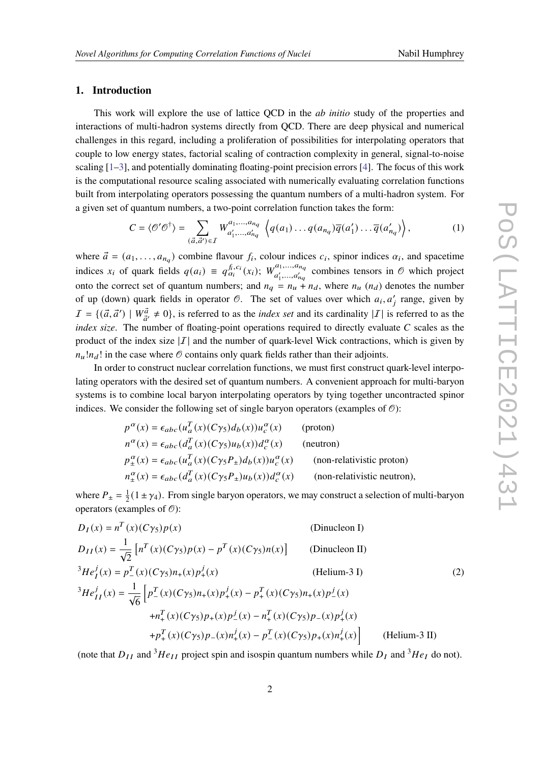## 1. Introduction

This work will explore the use of lattice QCD in the *ab initio* study of the properties and interactions of multi-hadron systems directly from QCD. There are deep physical and numerical challenges in this regard, including a proliferation of possibilities for interpolating operators that couple to low energy states, factorial scaling of contraction complexity in general, signal-to-noise scaling [1–3], and potentially dominating floating-point precision errors [4]. The focus of this work is the computational resource scaling associated with numerically evaluating correlation functions built from interpolating operators possessing the quantum numbers of a multi-hadron system. For a given set of quantum numbers, a two-point correlation function takes the form:

$$C = \langle \mathcal{O}' \mathcal{O}^\dagger \rangle = \sum_{(\vec{a},\vec{a}') \in \mathcal{I}} W^{a_1,\ldots,a_{n_q}}_{a'_1,\ldots,a'_{n_q}} \left\langle q(a_1)\ldots q(a_{n_q})\overline{q}(a'_1)\ldots\overline{q}(a'_{n_q})\right\rangle, \tag{1}$$

where $\vec{a} = (a_1,\ldots,a_{n_q})$ combine flavour $f_i$, colour indices $c_i$, spinor indices $\alpha_i$, and spacetime indices $x_i$ of quark fields $q(a_i) \equiv q^{f_i,c_i}_{\alpha_i}(x_i)$; $W^{a_1,\ldots,a_{n_q}}_{a'_1,\ldots,a'_{n_q}}$ combines tensors in $\mathcal{O}$ which project onto the correct set of quantum numbers; and $n_q = n_u + n_d$, where $n_u$ ($n_d$) denotes the number of up (down) quark fields in operator $\mathcal{O}$. The set of values over which $a_i, a'_j$ range, given by $\mathcal{I} = \{(\vec{a},\vec{a}') \mid W^{\vec{a}}_{\vec{a}'} \neq 0\}$, is referred to as the *index set* and its cardinality $|\mathcal{I}|$ is referred to as the *index size*. The number of floating-point operations required to directly evaluate $C$ scales as the product of the index size $|\mathcal{I}|$ and the number of quark-level Wick contractions, which is given by $n_u!n_d!$ in the case where $\mathcal{O}$ contains only quark fields rather than their adjoints.

In order to construct nuclear correlation functions, we must first construct quark-level interpolating operators with the desired set of quantum numbers. A convenient approach for multi-baryon systems is to combine local baryon interpolating operators by tying together uncontracted spinor indices. We consider the following set of single baryon operators (examples of $\mathcal{O}$):

$$
\begin{aligned}
p^\alpha(x) &= \epsilon_{abc}(u^T_a(x)(C\gamma_5)d_b(x))u^\alpha_c(x) && \text{(proton)}\\
n^\alpha(x) &= \epsilon_{abc}(d^T_a(x)(C\gamma_5)u_b(x))d^\alpha_c(x) && \text{(neutron)}\\
p^\alpha_\pm(x) &= \epsilon_{abc}(u^T_a(x)(C\gamma_5 P_\pm)d_b(x))u^\alpha_c(x) && \text{(non-relativistic proton)}\\
n^\alpha_\pm(x) &= \epsilon_{abc}(d^T_a(x)(C\gamma_5 P_\pm)u_b(x))d^\alpha_c(x) && \text{(non-relativistic neutron),}
\end{aligned}
$$

where $P_\pm = \frac{1}{2}(1 \pm \gamma_4)$. From single baryon operators, we may construct a selection of multi-baryon operators (examples of $\mathcal{O}$):

$$
\begin{aligned}
D_I(x) &= n^T(x)(C\gamma_5)p(x) && \text{(Dinucleon I)}\\
D_{II}(x) &= \frac{1}{\sqrt{2}}\left[n^T(x)(C\gamma_5)p(x) - p^T(x)(C\gamma_5)n(x)\right] && \text{(Dinucleon II)}\\
{}^3He^j_I(x) &= p^T_-(x)(C\gamma_5)n_+(x)p^j_+(x) && \text{(Helium-3 I)}\\
{}^3He^j_{II}(x) &= \frac{1}{\sqrt{6}}\Big[p^T_-(x)(C\gamma_5)n_+(x)p^j_+(x) - p^T_+(x)(C\gamma_5)n_+(x)p^j_-(x)\\
&\quad + n^T_+(x)(C\gamma_5)p_+(x)p^j_-(x) - n^T_+(x)(C\gamma_5)p_-(x)p^j_+(x)\\
&\quad + p^T_+(x)(C\gamma_5)p_-(x)n^j_+(x) - p^T_-(x)(C\gamma_5)p_+(x)n^j_+(x)\Big] && \text{(Helium-3 II)}
\end{aligned}
\tag{2}
$$

(note that $D_{II}$ and ${}^3He_{II}$ project spin and isospin quantum numbers while $D_I$ and ${}^3He_I$ do not).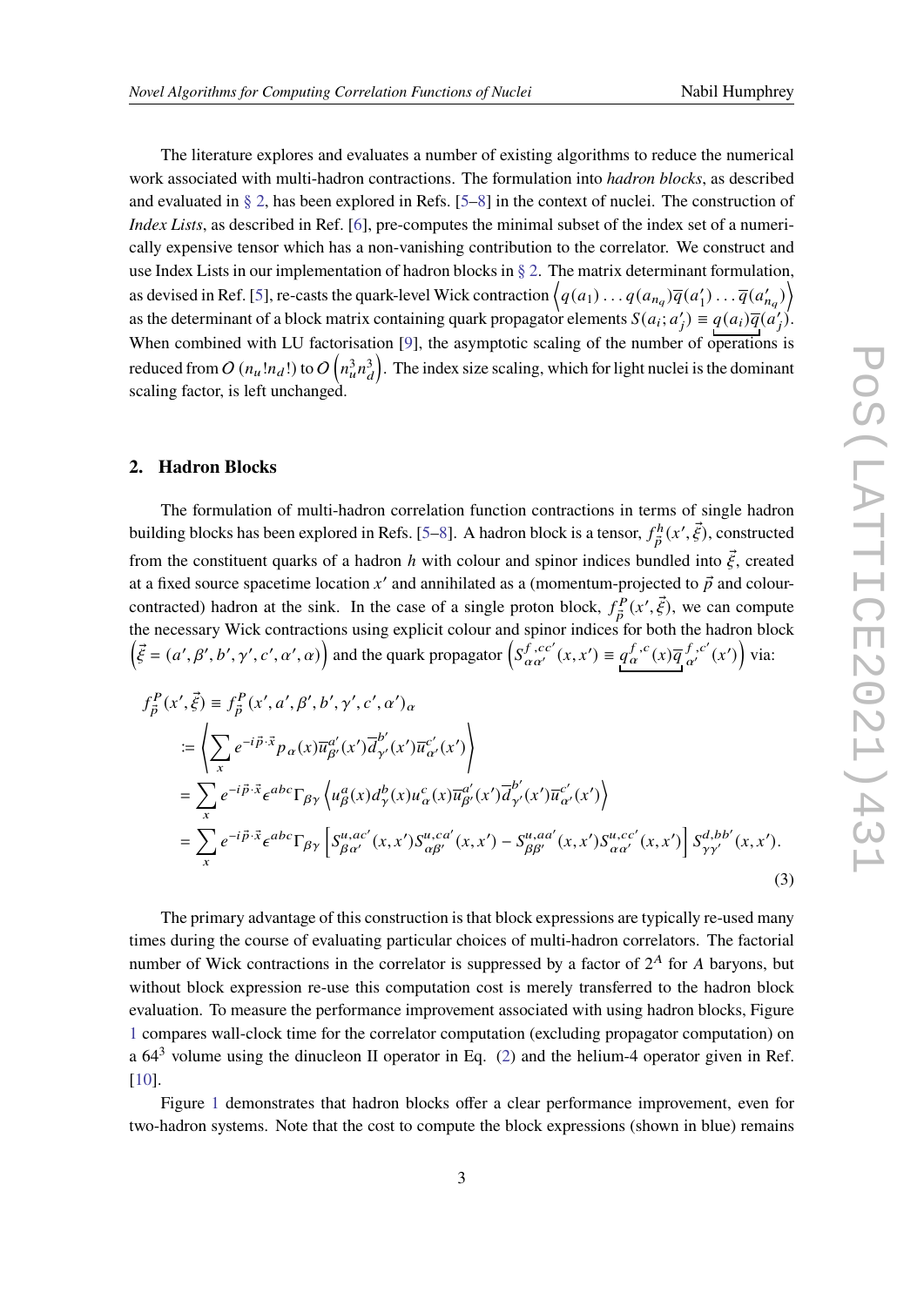The literature explores and evaluates a number of existing algorithms to reduce the numerical work associated with multi-hadron contractions. The formulation into *hadron blocks*, as described and evaluated in § 2, has been explored in Refs. [5–8] in the context of nuclei. The construction of *Index Lists*, as described in Ref. [6], pre-computes the minimal subset of the index set of a numerically expensive tensor which has a non-vanishing contribution to the correlator. We construct and use Index Lists in our implementation of hadron blocks in § 2. The matrix determinant formulation, as devised in Ref. [5], re-casts the quark-level Wick contraction $\left\langle q(a_1)\ldots q(a_{n_q})\overline{q}(a'_1)\ldots\overline{q}(a'_{n_q})\right\rangle$ as the determinant of a block matrix containing quark propagator elements $S(a_i;a'_j) \equiv \underbrace{q(a_i)\overline{q}(a'_j)}$. When combined with LU factorisation [9], the asymptotic scaling of the number of operations is reduced from $O\left(n_u!n_d!\right)$ to $O\left(n_u^3 n_d^3\right)$. The index size scaling, which for light nuclei is the dominant scaling factor, is left unchanged.

## 2. Hadron Blocks

The formulation of multi-hadron correlation function contractions in terms of single hadron building blocks has been explored in Refs. [5–8]. A hadron block is a tensor, $f^h_{\vec{p}}(x',\vec{\xi})$, constructed from the constituent quarks of a hadron $h$ with colour and spinor indices bundled into $\vec{\xi}$, created at a fixed source spacetime location $x'$ and annihilated as a (momentum-projected to $\vec{p}$ and colour-contracted) hadron at the sink. In the case of a single proton block, $f^P_{\vec{p}}(x',\vec{\xi})$, we can compute the necessary Wick contractions using explicit colour and spinor indices for both the hadron block $\left(\vec{\xi} = (a',\beta',b',\gamma',c',\alpha',\alpha)\right)$ and the quark propagator $\left(S^{f,cc'}_{\alpha\alpha'}(x,x') \equiv \underbrace{q^{f,c}_{\alpha}(x)\overline{q}^{f,c'}_{\alpha'}(x')}\right)$ via:

$$
\begin{aligned}
f^P_{\vec{p}}(x',\vec{\xi}) &\equiv f^P_{\vec{p}}(x',a',\beta',b',\gamma',c',\alpha')_\alpha \\
&:= \left\langle \sum_x e^{-i\vec{p}\cdot\vec{x}} p_\alpha(x)\overline{u}^{a'}_{\beta'}(x')\overline{d}^{b'}_{\gamma'}(x')\overline{u}^{c'}_{\alpha'}(x') \right\rangle \\
&= \sum_x e^{-i\vec{p}\cdot\vec{x}} \epsilon^{abc}\Gamma_{\beta\gamma}\left\langle u^a_\beta(x) d^b_\gamma(x) u^c_\alpha(x)\overline{u}^{a'}_{\beta'}(x')\overline{d}^{b'}_{\gamma'}(x')\overline{u}^{c'}_{\alpha'}(x') \right\rangle \\
&= \sum_x e^{-i\vec{p}\cdot\vec{x}} \epsilon^{abc}\Gamma_{\beta\gamma}\left[S^{u,ac'}_{\beta\alpha'}(x,x')S^{u,ca'}_{\alpha\beta'}(x,x') - S^{u,aa'}_{\beta\beta'}(x,x')S^{u,cc'}_{\alpha\alpha'}(x,x')\right]S^{d,bb'}_{\gamma\gamma'}(x,x').
\end{aligned}
\tag{3}
$$

The primary advantage of this construction is that block expressions are typically re-used many times during the course of evaluating particular choices of multi-hadron correlators. The factorial number of Wick contractions in the correlator is suppressed by a factor of $2^A$ for $A$ baryons, but without block expression re-use this computation cost is merely transferred to the hadron block evaluation. To measure the performance improvement associated with using hadron blocks, Figure 1 compares wall-clock time for the correlator computation (excluding propagator computation) on a $64^3$ volume using the dinucleon II operator in Eq. (2) and the helium-4 operator given in Ref. [10].

Figure 1 demonstrates that hadron blocks offer a clear performance improvement, even for two-hadron systems. Note that the cost to compute the block expressions (shown in blue) remains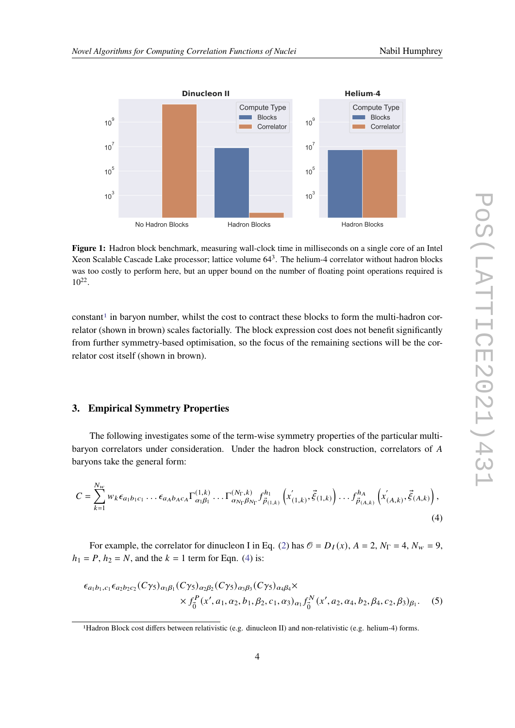**Figure 1:** Hadron block benchmark, measuring wall-clock time in milliseconds on a single core of an Intel Xeon Scalable Cascade Lake processor; lattice volume $64^3$. The helium-4 correlator without hadron blocks was too costly to perform here, but an upper bound on the number of floating point operations required is $10^{22}$.

constant[1] in baryon number, whilst the cost to contract these blocks to form the multi-hadron correlator (shown in brown) scales factorially. The block expression cost does not benefit significantly from further symmetry-based optimisation, so the focus of the remaining sections will be the correlator cost itself (shown in brown).

## 3. Empirical Symmetry Properties

The following investigates some of the term-wise symmetry properties of the particular multi-baryon correlators under consideration. Under the hadron block construction, correlators of $A$ baryons take the general form:

$$C = \sum_{k=1}^{N_w} w_k \epsilon_{a_1 b_1 c_1} \dots \epsilon_{a_A b_A c_A} \Gamma^{(1,k)}_{\alpha_1 \beta_1} \dots \Gamma^{(N_\Gamma,k)}_{\alpha_{N_\Gamma} \beta_{N_\Gamma}} f^{h_1}_{\vec{p}_{(1,k)}} \left( x'_{(1,k)}, \vec{\xi}_{(1,k)} \right) \dots f^{h_A}_{\vec{p}_{(A,k)}} \left( x'_{(A,k)}, \vec{\xi}_{(A,k)} \right), \tag{4}$$

For example, the correlator for dinucleon I in Eq. (2) has $\mathcal{O} = D_I(x)$, $A = 2$, $N_\Gamma = 4$, $N_w = 9$, $h_1 = P$, $h_2 = N$, and the $k = 1$ term for Eqn. (4) is:

$$\epsilon_{a_1 b_1, c_1} \epsilon_{a_2 b_2 c_2} (C\gamma_5)_{\alpha_1 \beta_1} (C\gamma_5)_{\alpha_2 \beta_2} (C\gamma_5)_{\alpha_3 \beta_3} (C\gamma_5)_{\alpha_4 \beta_4} \times \\ \times f^P_{\vec{0}}(x', a_1, \alpha_2, b_1, \beta_2, c_1, \alpha_3)_{\alpha_1} f^N_{\vec{0}}(x', a_2, \alpha_4, b_2, \beta_4, c_2, \beta_3)_{\beta_1}. \tag{5}$$

[1] Hadron Block cost differs between relativistic (e.g. dinucleon II) and non-relativistic (e.g. helium-4) forms.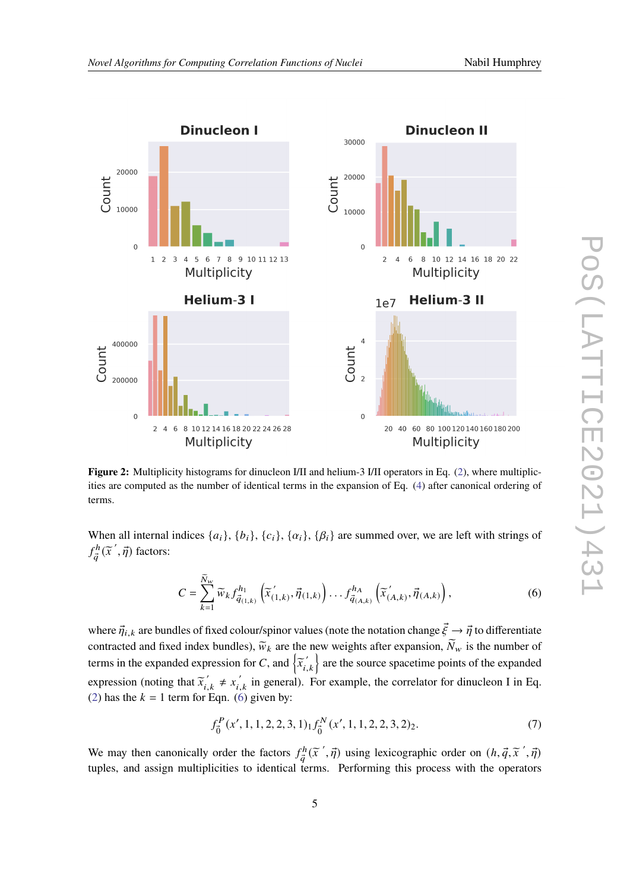Figure 2: Multiplicity histograms for dinucleon I/II and helium-3 I/II operators in Eq. (2), where multiplicities are computed as the number of identical terms in the expansion of Eq. (4) after canonical ordering of terms.

When all internal indices $\{a_i\}$, $\{b_i\}$, $\{c_i\}$, $\{\alpha_i\}$, $\{\beta_i\}$ are summed over, we are left with strings of $f^h_{\vec{q}}(\widetilde{x}', \vec{\eta})$ factors:

$$C = \sum_{k=1}^{\widetilde{N}_w} \widetilde{w}_k f^{h_1}_{\vec{q}_{(1,k)}} \left(\widetilde{x}'_{(1,k)}, \vec{\eta}_{(1,k)}\right) \dots f^{h_A}_{\vec{q}_{(A,k)}} \left(\widetilde{x}'_{(A,k)}, \vec{\eta}_{(A,k)}\right), \tag{6}$$

where $\vec{\eta}_{i,k}$ are bundles of fixed colour/spinor values (note the notation change $\vec{\xi} \to \vec{\eta}$ to differentiate contracted and fixed index bundles), $\widetilde{w}_k$ are the new weights after expansion, $\widetilde{N}_w$ is the number of terms in the expanded expression for $C$, and $\left\{\widetilde{x}'_{i,k}\right\}$ are the source spacetime points of the expanded expression (noting that $\widetilde{x}'_{i,k} \neq x'_{i,k}$ in general). For example, the correlator for dinucleon I in Eq. (2) has the $k = 1$ term for Eqn. (6) given by:

$$f^P_{\vec{0}}(x', 1, 1, 2, 2, 3, 1)_1 f^N_{\vec{0}}(x', 1, 1, 2, 2, 3, 2)_2. \tag{7}$$

We may then canonically order the factors $f^h_{\vec{q}}(\widetilde{x}', \vec{\eta})$ using lexicographic order on $(h, \vec{q}, \widetilde{x}', \vec{\eta})$ tuples, and assign multiplicities to identical terms. Performing this process with the operators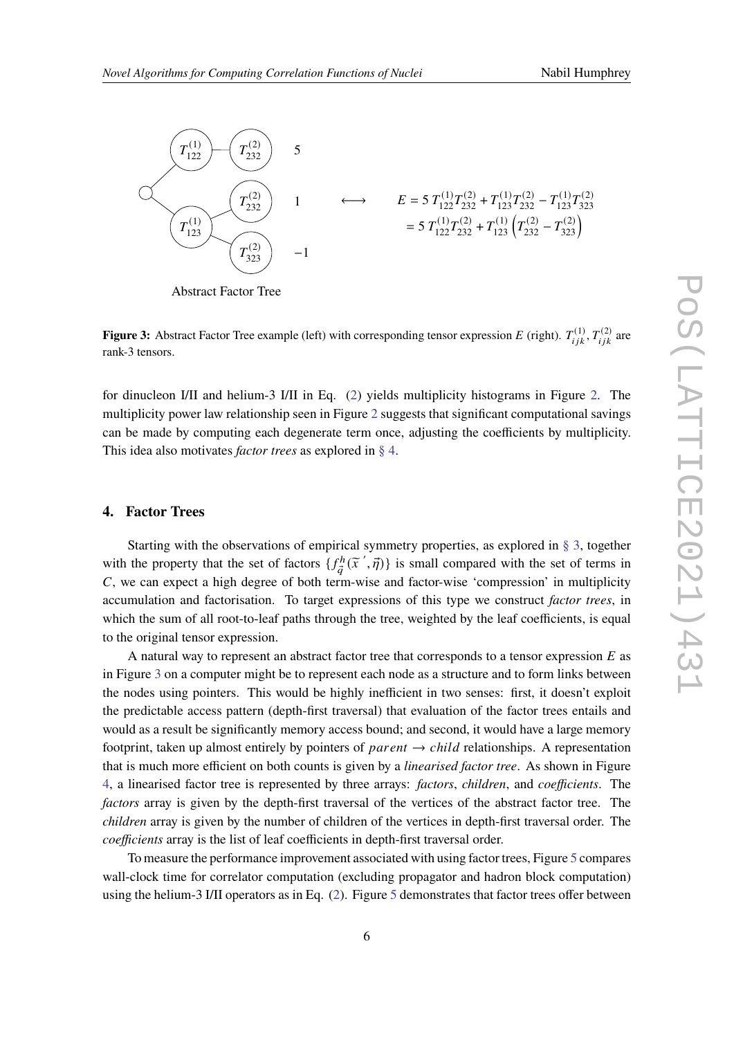Abstract Factor Tree

$$E = 5\,T^{(1)}_{122}T^{(2)}_{232} + T^{(1)}_{123}T^{(2)}_{232} - T^{(1)}_{123}T^{(2)}_{323}$$
$$= 5\,T^{(1)}_{122}T^{(2)}_{232} + T^{(1)}_{123}\left(T^{(2)}_{232} - T^{(2)}_{323}\right)$$

**Figure 3:** Abstract Factor Tree example (left) with corresponding tensor expression $E$ (right). $T^{(1)}_{ijk}, T^{(2)}_{ijk}$ are rank-3 tensors.

for dinucleon I/II and helium-3 I/II in Eq. (2) yields multiplicity histograms in Figure 2. The multiplicity power law relationship seen in Figure 2 suggests that significant computational savings can be made by computing each degenerate term once, adjusting the coefficients by multiplicity. This idea also motivates *factor trees* as explored in § 4.

## 4. Factor Trees

Starting with the observations of empirical symmetry properties, as explored in § 3, together with the property that the set of factors $\{f^h_{\vec{q}}(\widetilde{x}\,', \vec{\eta})\}$ is small compared with the set of terms in $C$, we can expect a high degree of both term-wise and factor-wise 'compression' in multiplicity accumulation and factorisation. To target expressions of this type we construct *factor trees*, in which the sum of all root-to-leaf paths through the tree, weighted by the leaf coefficients, is equal to the original tensor expression.

A natural way to represent an abstract factor tree that corresponds to a tensor expression $E$ as in Figure 3 on a computer might be to represent each node as a structure and to form links between the nodes using pointers. This would be highly inefficient in two senses: first, it doesn't exploit the predictable access pattern (depth-first traversal) that evaluation of the factor trees entails and would as a result be significantly memory access bound; and second, it would have a large memory footprint, taken up almost entirely by pointers of $parent \rightarrow child$ relationships. A representation that is much more efficient on both counts is given by a *linearised factor tree*. As shown in Figure 4, a linearised factor tree is represented by three arrays: *factors*, *children*, and *coefficients*. The *factors* array is given by the depth-first traversal of the vertices of the abstract factor tree. The *children* array is given by the number of children of the vertices in depth-first traversal order. The *coefficients* array is the list of leaf coefficients in depth-first traversal order.

To measure the performance improvement associated with using factor trees, Figure 5 compares wall-clock time for correlator computation (excluding propagator and hadron block computation) using the helium-3 I/II operators as in Eq. (2). Figure 5 demonstrates that factor trees offer between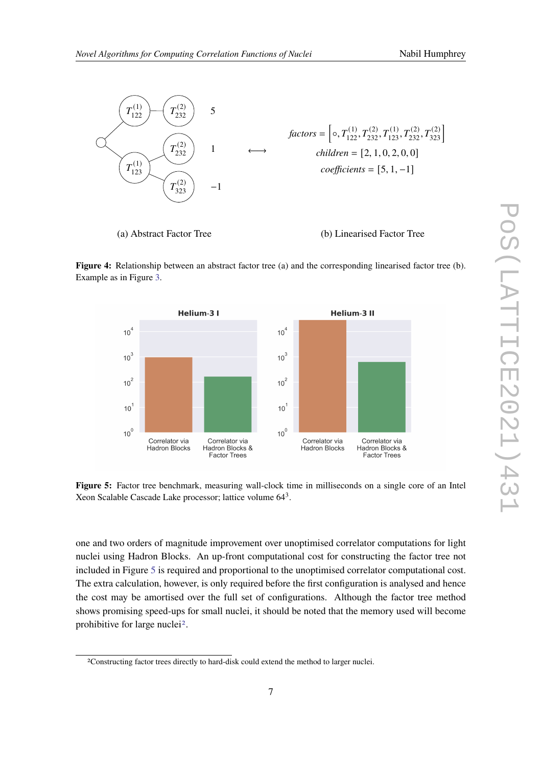$$factors = \left[\circ, T^{(1)}_{122}, T^{(2)}_{232}, T^{(1)}_{123}, T^{(2)}_{232}, T^{(2)}_{323}\right]$$

$$children = [2, 1, 0, 2, 0, 0]$$

$$coefficients = [5, 1, -1]$$

(a) Abstract Factor Tree (b) Linearised Factor Tree

**Figure 4:** Relationship between an abstract factor tree (a) and the corresponding linearised factor tree (b). Example as in Figure 3.

**Figure 5:** Factor tree benchmark, measuring wall-clock time in milliseconds on a single core of an Intel Xeon Scalable Cascade Lake processor; lattice volume $64^3$.

one and two orders of magnitude improvement over unoptimised correlator computations for light nuclei using Hadron Blocks. An up-front computational cost for constructing the factor tree not included in Figure 5 is required and proportional to the unoptimised correlator computational cost. The extra calculation, however, is only required before the first configuration is analysed and hence the cost may be amortised over the full set of configurations. Although the factor tree method shows promising speed-ups for small nuclei, it should be noted that the memory used will become prohibitive for large nuclei[2].

[2] Constructing factor trees directly to hard-disk could extend the method to larger nuclei.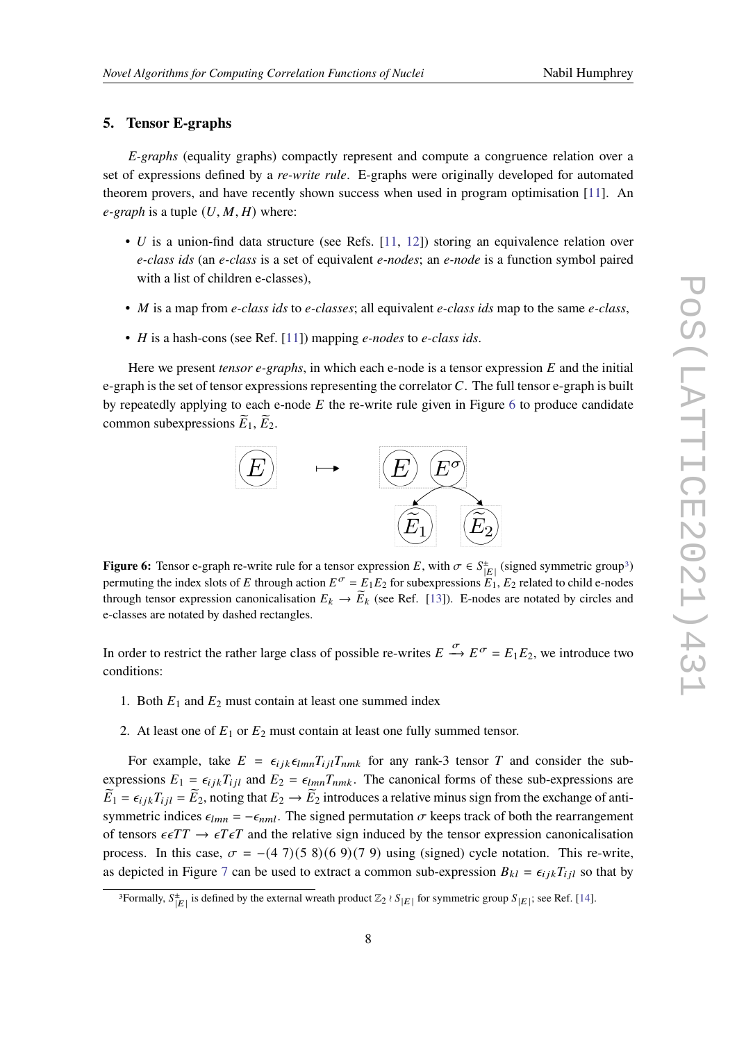## 5. Tensor E-graphs

*E-graphs* (equality graphs) compactly represent and compute a congruence relation over a set of expressions defined by a *re-write rule*. E-graphs were originally developed for automated theorem provers, and have recently shown success when used in program optimisation [11]. An *e-graph* is a tuple $(U, M, H)$ where:

- $U$ is a union-find data structure (see Refs. [11, 12]) storing an equivalence relation over *e-class ids* (an *e-class* is a set of equivalent *e-nodes*; an *e-node* is a function symbol paired with a list of children e-classes),
- $M$ is a map from *e-class ids* to *e-classes*; all equivalent *e-class ids* map to the same *e-class*,
- $H$ is a hash-cons (see Ref. [11]) mapping *e-nodes* to *e-class ids*.

Here we present *tensor e-graphs*, in which each e-node is a tensor expression $E$ and the initial e-graph is the set of tensor expressions representing the correlator $C$. The full tensor e-graph is built by repeatedly applying to each e-node $E$ the re-write rule given in Figure 6 to produce candidate common subexpressions $\widetilde{E}_1$, $\widetilde{E}_2$.

**Figure 6:** Tensor e-graph re-write rule for a tensor expression $E$, with $\sigma \in S^{\pm}_{|E|}$ (signed symmetric group[3]) permuting the index slots of $E$ through action $E^{\sigma} = E_1 E_2$ for subexpressions $E_1$, $E_2$ related to child e-nodes through tensor expression canonicalisation $E_k \to \widetilde{E}_k$ (see Ref. [13]). E-nodes are notated by circles and e-classes are notated by dashed rectangles.

In order to restrict the rather large class of possible re-writes $E \xrightarrow{\sigma} E^{\sigma} = E_1 E_2$, we introduce two conditions:

1. Both $E_1$ and $E_2$ must contain at least one summed index
2. At least one of $E_1$ or $E_2$ must contain at least one fully summed tensor.

For example, take $E = \epsilon_{ijk}\epsilon_{lmn}T_{ijl}T_{nmk}$ for any rank-3 tensor $T$ and consider the sub-expressions $E_1 = \epsilon_{ijk}T_{ijl}$ and $E_2 = \epsilon_{lmn}T_{nmk}$. The canonical forms of these sub-expressions are $\widetilde{E}_1 = \epsilon_{ijk}T_{ijl} = \widetilde{E}_2$, noting that $E_2 \to \widetilde{E}_2$ introduces a relative minus sign from the exchange of anti-symmetric indices $\epsilon_{lmn} = -\epsilon_{nml}$. The signed permutation $\sigma$ keeps track of both the rearrangement of tensors $\epsilon\epsilon TT \to \epsilon T \epsilon T$ and the relative sign induced by the tensor expression canonicalisation process. In this case, $\sigma = -(4\ 7)(5\ 8)(6\ 9)(7\ 9)$ using (signed) cycle notation. This re-write, as depicted in Figure 7 can be used to extract a common sub-expression $B_{kl} = \epsilon_{ijk}T_{ijl}$ so that by

[3] Formally, $S^{\pm}_{|E|}$ is defined by the external wreath product $\mathbb{Z}_2 \wr S_{|E|}$ for symmetric group $S_{|E|}$; see Ref. [14].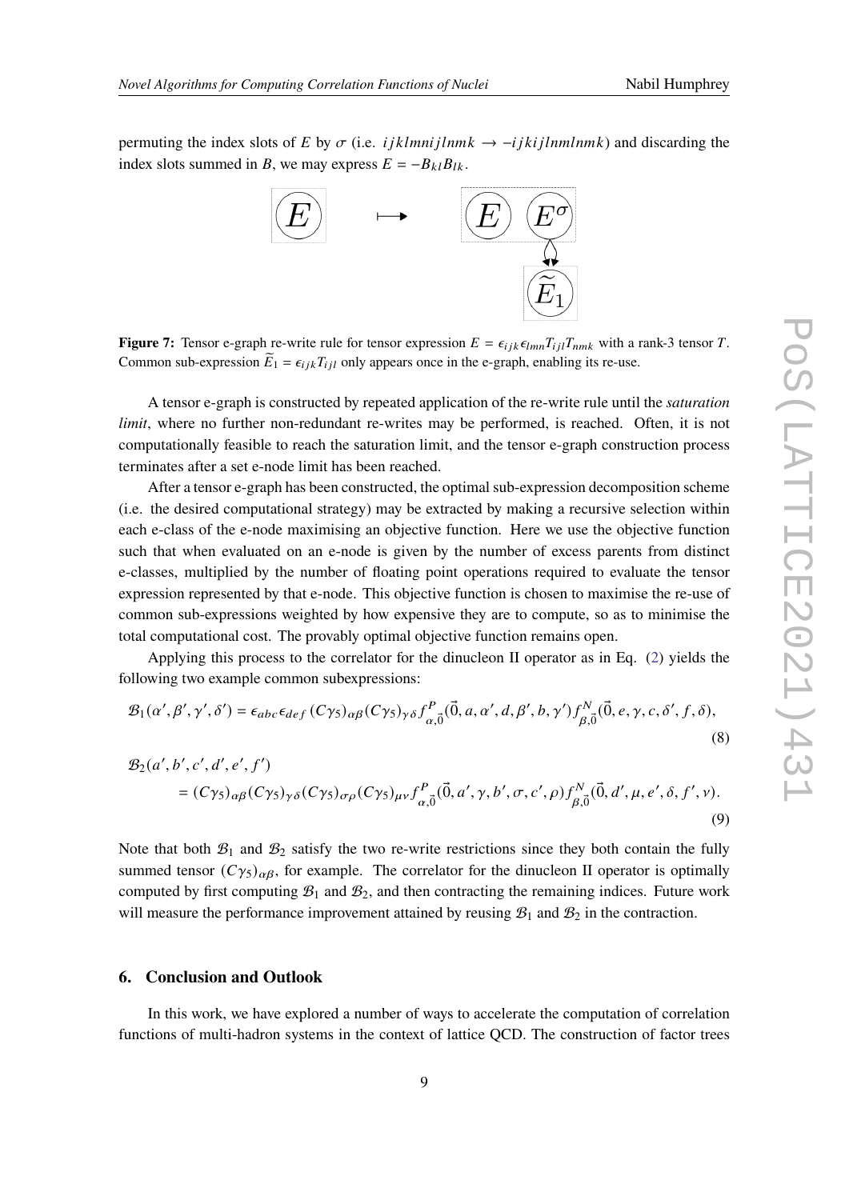permuting the index slots of $E$ by $\sigma$ (i.e. $ijklmnijlnmk \to -ijkijlnmlnmk$) and discarding the index slots summed in $B$, we may express $E = -B_{kl}B_{lk}$.

**Figure 7:** Tensor e-graph re-write rule for tensor expression $E = \epsilon_{ijk}\epsilon_{lmn}T_{ijl}T_{nmk}$ with a rank-3 tensor $T$. Common sub-expression $\widetilde{E}_1 = \epsilon_{ijk}T_{ijl}$ only appears once in the e-graph, enabling its re-use.

A tensor e-graph is constructed by repeated application of the re-write rule until the *saturation limit*, where no further non-redundant re-writes may be performed, is reached. Often, it is not computationally feasible to reach the saturation limit, and the tensor e-graph construction process terminates after a set e-node limit has been reached.

After a tensor e-graph has been constructed, the optimal sub-expression decomposition scheme (i.e. the desired computational strategy) may be extracted by making a recursive selection within each e-class of the e-node maximising an objective function. Here we use the objective function such that when evaluated on an e-node is given by the number of excess parents from distinct e-classes, multiplied by the number of floating point operations required to evaluate the tensor expression represented by that e-node. This objective function is chosen to maximise the re-use of common sub-expressions weighted by how expensive they are to compute, so as to minimise the total computational cost. The provably optimal objective function remains open.

Applying this process to the correlator for the dinucleon II operator as in Eq. (2) yields the following two example common subexpressions:

$$\mathcal{B}_1(\alpha', \beta', \gamma', \delta') = \epsilon_{abc}\epsilon_{def}\,(C\gamma_5)_{\alpha\beta}(C\gamma_5)_{\gamma\delta} f^P_{\alpha,\vec{0}}(\vec{0}, a, \alpha', d, \beta', b, \gamma') f^N_{\beta,\vec{0}}(\vec{0}, e, \gamma, c, \delta', f, \delta), \tag{8}$$

$$\begin{aligned}\mathcal{B}_2(a', b', c', d', e', f') &\\ = (C\gamma_5)_{\alpha\beta}&(C\gamma_5)_{\gamma\delta}(C\gamma_5)_{\sigma\rho}(C\gamma_5)_{\mu\nu} f^P_{\alpha,\vec{0}}(\vec{0}, a', \gamma, b', \sigma, c', \rho) f^N_{\beta,\vec{0}}(\vec{0}, d', \mu, e', \delta, f', \nu).\end{aligned} \tag{9}$$

Note that both $\mathcal{B}_1$ and $\mathcal{B}_2$ satisfy the two re-write restrictions since they both contain the fully summed tensor $(C\gamma_5)_{\alpha\beta}$, for example. The correlator for the dinucleon II operator is optimally computed by first computing $\mathcal{B}_1$ and $\mathcal{B}_2$, and then contracting the remaining indices. Future work will measure the performance improvement attained by reusing $\mathcal{B}_1$ and $\mathcal{B}_2$ in the contraction.

## 6. Conclusion and Outlook

In this work, we have explored a number of ways to accelerate the computation of correlation functions of multi-hadron systems in the context of lattice QCD. The construction of factor trees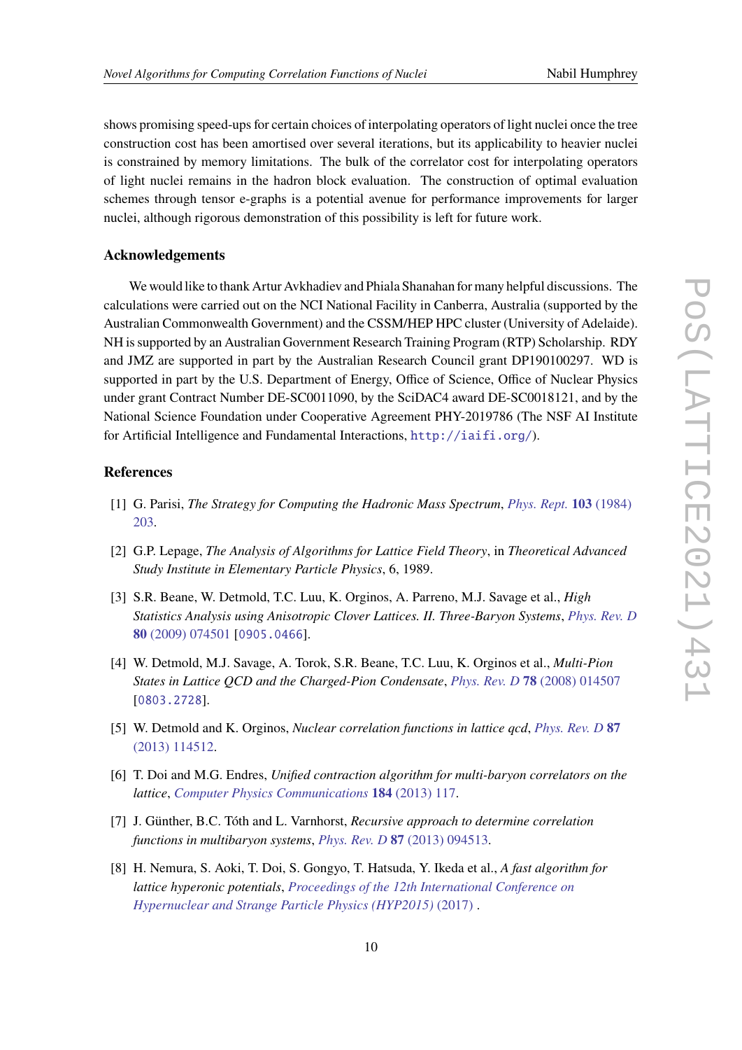shows promising speed-ups for certain choices of interpolating operators of light nuclei once the tree construction cost has been amortised over several iterations, but its applicability to heavier nuclei is constrained by memory limitations. The bulk of the correlator cost for interpolating operators of light nuclei remains in the hadron block evaluation. The construction of optimal evaluation schemes through tensor e-graphs is a potential avenue for performance improvements for larger nuclei, although rigorous demonstration of this possibility is left for future work.

### Acknowledgements

We would like to thank Artur Avkhadiev and Phiala Shanahan for many helpful discussions. The calculations were carried out on the NCI National Facility in Canberra, Australia (supported by the Australian Commonwealth Government) and the CSSM/HEP HPC cluster (University of Adelaide). NH is supported by an Australian Government Research Training Program (RTP) Scholarship. RDY and JMZ are supported in part by the Australian Research Council grant DP190100297. WD is supported in part by the U.S. Department of Energy, Office of Science, Office of Nuclear Physics under grant Contract Number DE-SC0011090, by the SciDAC4 award DE-SC0018121, and by the National Science Foundation under Cooperative Agreement PHY-2019786 (The NSF AI Institute for Artificial Intelligence and Fundamental Interactions, `http://iaifi.org/`).

### References

[1] G. Parisi, *The Strategy for Computing the Hadronic Mass Spectrum*, *Phys. Rept.* **103** (1984) 203.

[2] G.P. Lepage, *The Analysis of Algorithms for Lattice Field Theory*, in *Theoretical Advanced Study Institute in Elementary Particle Physics*, 6, 1989.

[3] S.R. Beane, W. Detmold, T.C. Luu, K. Orginos, A. Parreno, M.J. Savage et al., *High Statistics Analysis using Anisotropic Clover Lattices. II. Three-Baryon Systems*, *Phys. Rev. D* **80** (2009) 074501 [`0905.0466`].

[4] W. Detmold, M.J. Savage, A. Torok, S.R. Beane, T.C. Luu, K. Orginos et al., *Multi-Pion States in Lattice QCD and the Charged-Pion Condensate*, *Phys. Rev. D* **78** (2008) 014507 [`0803.2728`].

[5] W. Detmold and K. Orginos, *Nuclear correlation functions in lattice qcd*, *Phys. Rev. D* **87** (2013) 114512.

[6] T. Doi and M.G. Endres, *Unified contraction algorithm for multi-baryon correlators on the lattice*, *Computer Physics Communications* **184** (2013) 117.

[7] J. Günther, B.C. Tóth and L. Varnhorst, *Recursive approach to determine correlation functions in multibaryon systems*, *Phys. Rev. D* **87** (2013) 094513.

[8] H. Nemura, S. Aoki, T. Doi, S. Gongyo, T. Hatsuda, Y. Ikeda et al., *A fast algorithm for lattice hyperonic potentials*, *Proceedings of the 12th International Conference on Hypernuclear and Strange Particle Physics (HYP2015)* (2017) .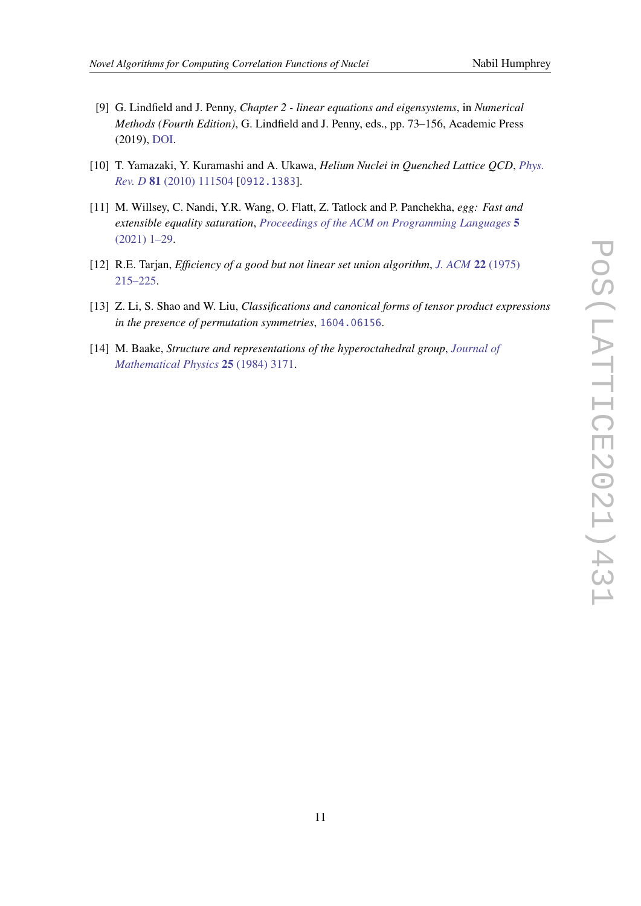[9] G. Lindfield and J. Penny, *Chapter 2 - linear equations and eigensystems*, in *Numerical Methods (Fourth Edition)*, G. Lindfield and J. Penny, eds., pp. 73–156, Academic Press (2019), DOI.

[10] T. Yamazaki, Y. Kuramashi and A. Ukawa, *Helium Nuclei in Quenched Lattice QCD*, *Phys. Rev. D* **81** (2010) 111504 [0912.1383].

[11] M. Willsey, C. Nandi, Y.R. Wang, O. Flatt, Z. Tatlock and P. Panchekha, *egg: Fast and extensible equality saturation*, *Proceedings of the ACM on Programming Languages* **5** (2021) 1–29.

[12] R.E. Tarjan, *Efficiency of a good but not linear set union algorithm*, *J. ACM* **22** (1975) 215–225.

[13] Z. Li, S. Shao and W. Liu, *Classifications and canonical forms of tensor product expressions in the presence of permutation symmetries*, 1604.06156.

[14] M. Baake, *Structure and representations of the hyperoctahedral group*, *Journal of Mathematical Physics* **25** (1984) 3171.